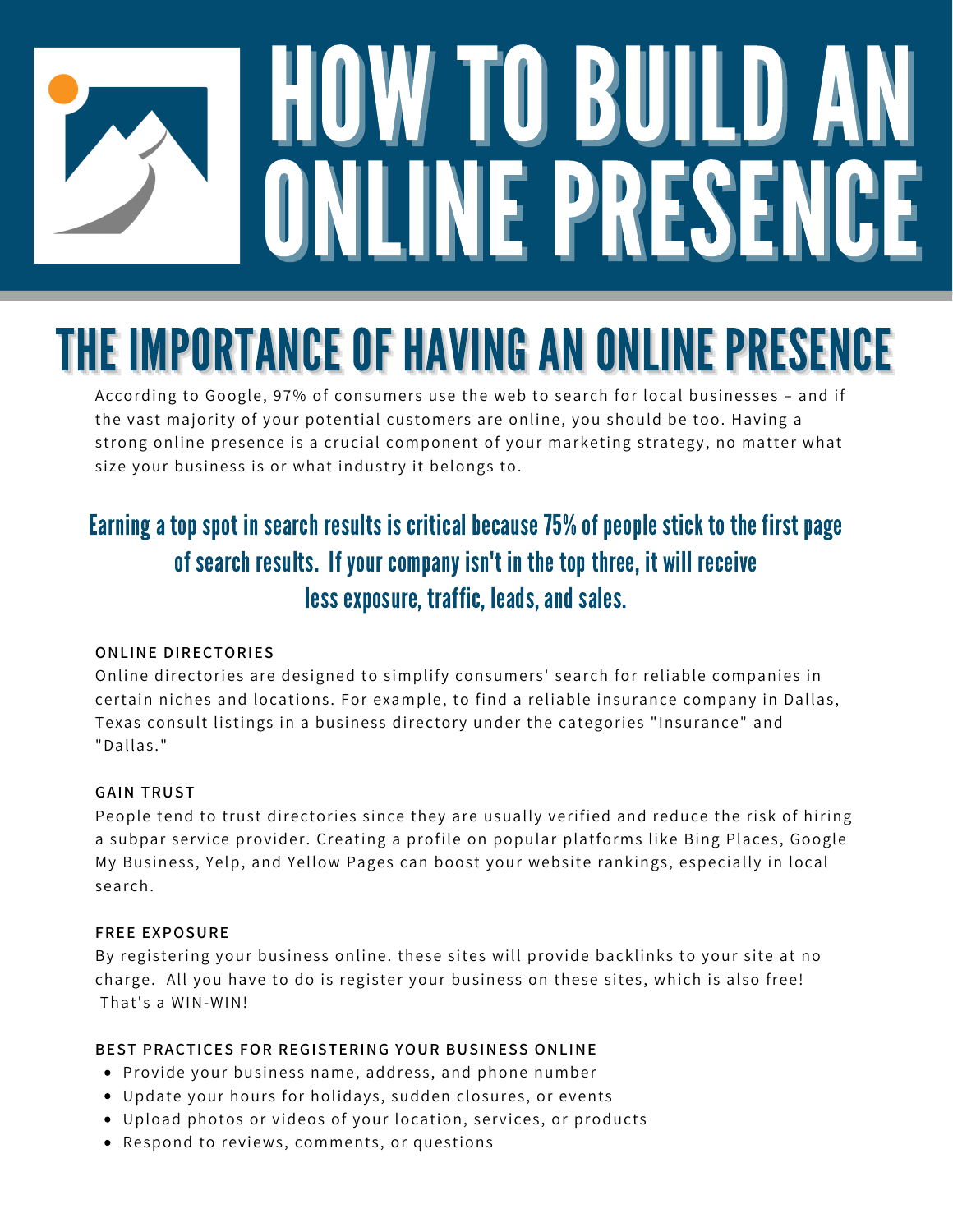# HOW TO BUILD AN ONLINE PRESENCE

## THE IMPORTANCE OF HAVING AN ONLINE PRESENCE

According to Google, 97% of consumers use the web to search for local businesses – and if the vast majority of your potential customers are online, you should be too. Having a strong online presence is a crucial component of your marketing strategy, no matter what size your business is or what industry it belongs to.

### Earning a top spot in search results is critical because 75% of people stick to the first page of search results. If your company isn't in the top three, it will receive less exposure, traffic, leads, and sales.

**ONLINE DIRECTORIES**

Online directories are designed to simplify consumers' search for reliable companies in certain niches and locations. For example, to find a reliable insurance company in Dallas, Texas consult listings in a business directory under the categories "Insurance" and "Dallas."

**GAIN TRUST**

People tend to trust directories since they are usually verified and reduce the risk of hiring a subpar service provider. Creating a profile on popular platforms like Bing Places, Google My Business, Yelp, and Yellow Pages can boost your website rankings, especially in local search.

**FREE EXPOSURE**

By registering your business online. these sites will provide backlinks to your site at no charge. All you have to do is register your business on these sites, which is also free! That's a WIN-WIN!

**BEST PRACTICES FOR REGISTERING YOUR BUSINESS ONLINE**

- Provide your business name, address, and phone number
- Update your hours for holidays, sudden closures, or events
- Upload photos or videos of your location, services, or products
- Respond to reviews, comments, or questions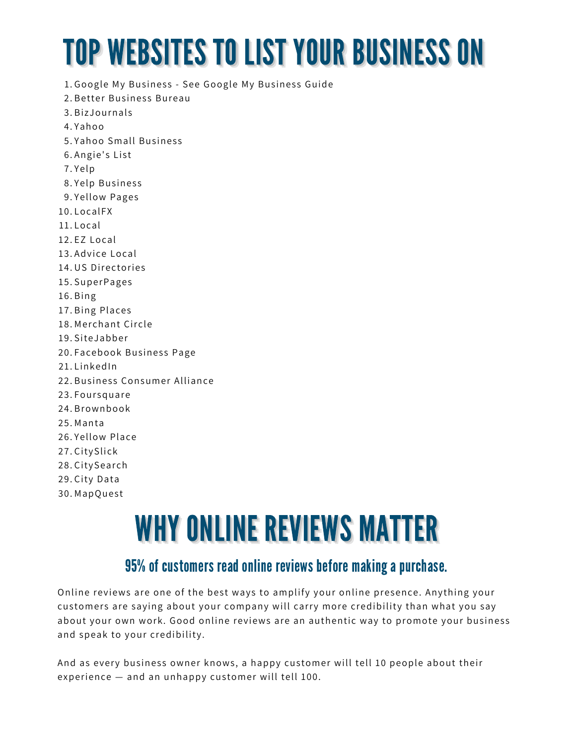# TOP WEBSITES TO LIST YOUR BUSINESS ON

1. Google My Business - See Google My Business Guide
2. Better Business Bureau
3. BizJournals
4. Yahoo
5. Yahoo Small Business
6. Angie's List
7. Yelp
8. Yelp Business
9. Yellow Pages
10. LocalFX
11. Local
12. EZ Local
13. Advice Local
14. US Directories
15. SuperPages
16. Bing
17. Bing Places
18. Merchant Circle
19. SiteJabber
20. Facebook Business Page
21. LinkedIn
22. Business Consumer Alliance
23. Foursquare
24. Brownbook
25. Manta
26. Yellow Place
27. CitySlick
28. CitySearch
29. City Data
30. MapQuest

# WHY ONLINE REVIEWS MATTER

## 95% of customers read online reviews before making a purchase.

Online reviews are one of the best ways to amplify your online presence. Anything your customers are saying about your company will carry more credibility than what you say about your own work. Good online reviews are an authentic way to promote your business and speak to your credibility.

And as every business owner knows, a happy customer will tell 10 people about their experience — and an unhappy customer will tell 100.